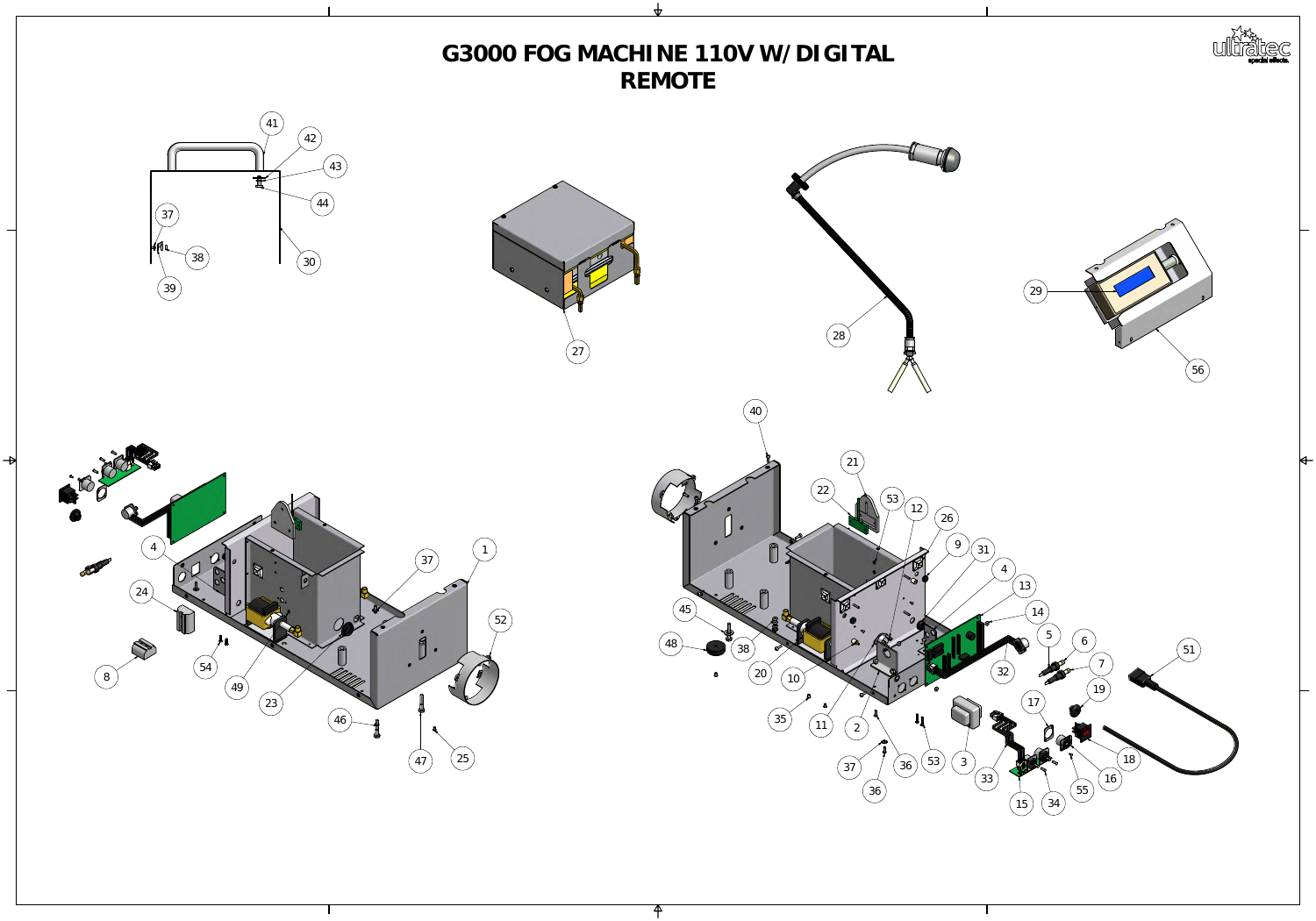# G3000 FOG MACHINE 110V W/ DIGITAL REMOTE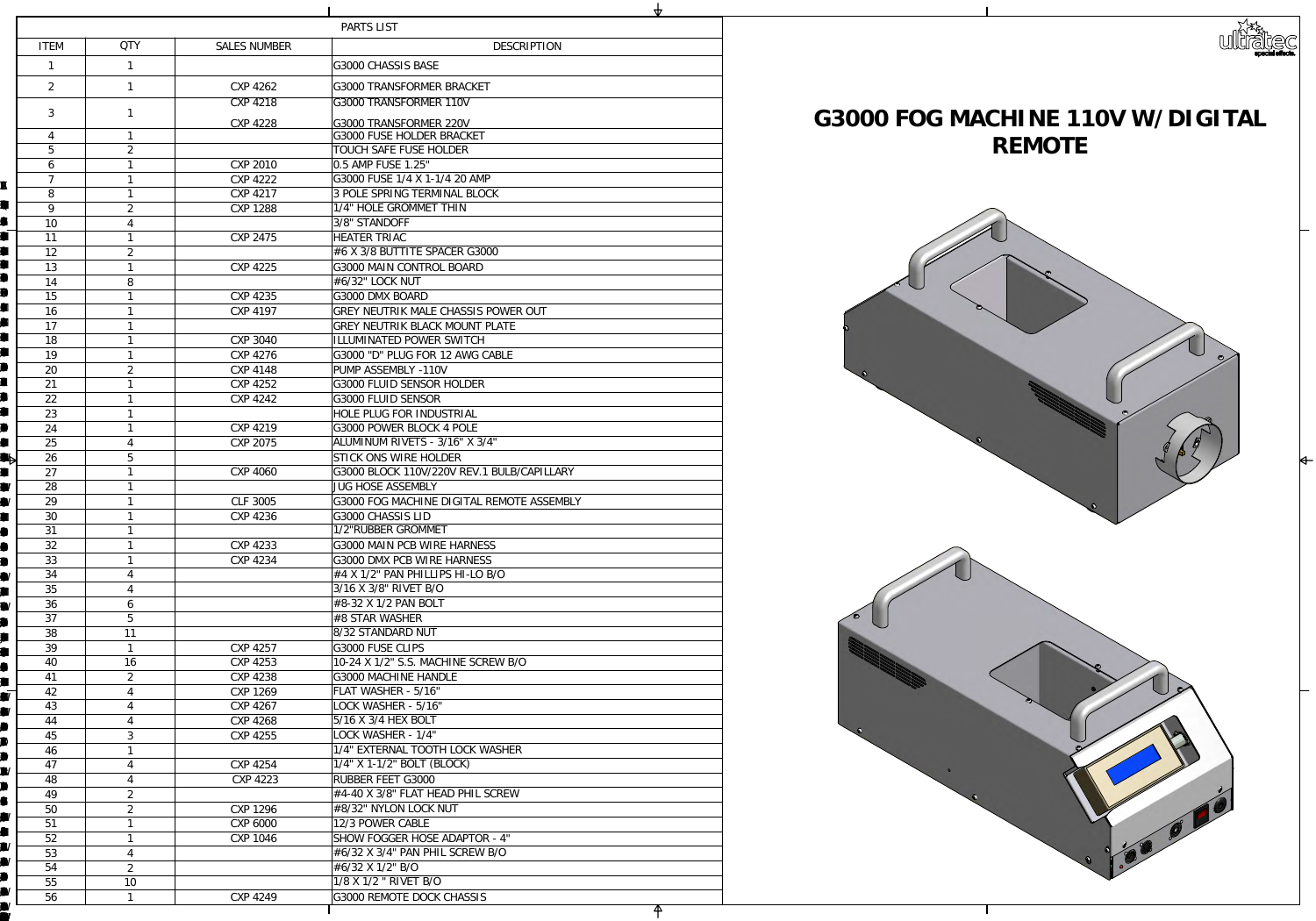# G3000 FOG MACHINE 110V W/DIGITAL REMOTE

| PARTS LIST | | | |
|---|---|---|---|
| ITEM | QTY | SALES NUMBER | DESCRIPTION |
| 1 | 1 | | G3000 CHASSIS BASE |
| 2 | 1 | CXP 4262 | G3000 TRANSFORMER BRACKET |
| 3 | 1 | CXP 4218<br>CXP 4228 | G3000 TRANSFORMER 110V<br>G3000 TRANSFORMER 220V |
| 4 | 1 | | G3000 FUSE HOLDER BRACKET |
| 5 | 2 | | TOUCH SAFE FUSE HOLDER |
| 6 | 1 | CXP 2010 | 0.5 AMP FUSE 1.25" |
| 7 | 1 | CXP 4222 | G3000 FUSE 1/4 X 1-1/4 20 AMP |
| 8 | 1 | CXP 4217 | 3 POLE SPRING TERMINAL BLOCK |
| 9 | 2 | CXP 1288 | 1/4" HOLE GROMMET THIN |
| 10 | 4 | | 3/8" STANDOFF |
| 11 | 1 | CXP 2475 | HEATER TRIAC |
| 12 | 2 | | #6 X 3/8 BUTTITE SPACER G3000 |
| 13 | 1 | CXP 4225 | G3000 MAIN CONTROL BOARD |
| 14 | 8 | | #6/32" LOCK NUT |
| 15 | 1 | CXP 4235 | G3000 DMX BOARD |
| 16 | 1 | CXP 4197 | GREY NEUTRIK MALE CHASSIS POWER OUT |
| 17 | 1 | | GREY NEUTRIK BLACK MOUNT PLATE |
| 18 | 1 | CXP 3040 | ILLUMINATED POWER SWITCH |
| 19 | 1 | CXP 4276 | G3000 "D" PLUG FOR 12 AWG CABLE |
| 20 | 2 | CXP 4148 | PUMP ASSEMBLY -110V |
| 21 | 1 | CXP 4252 | G3000 FLUID SENSOR HOLDER |
| 22 | 1 | CXP 4242 | G3000 FLUID SENSOR |
| 23 | 1 | | HOLE PLUG FOR INDUSTRIAL |
| 24 | 1 | CXP 4219 | G3000 POWER BLOCK 4 POLE |
| 25 | 4 | CXP 2075 | ALUMINUM RIVETS - 3/16" X 3/4" |
| 26 | 5 | | STICK ONS WIRE HOLDER |
| 27 | 1 | CXP 4060 | G3000 BLOCK 110V/220V REV.1 BULB/CAPILLARY |
| 28 | 1 | | JUG HOSE ASSEMBLY |
| 29 | 1 | CLF 3005 | G3000 FOG MACHINE DIGITAL REMOTE ASSEMBLY |
| 30 | 1 | CXP 4236 | G3000 CHASSIS LID |
| 31 | 1 | | 1/2"RUBBER GROMMET |
| 32 | 1 | CXP 4233 | G3000 MAIN PCB WIRE HARNESS |
| 33 | 1 | CXP 4234 | G3000 DMX PCB WIRE HARNESS |
| 34 | 4 | | #4 X 1/2" PAN PHILLIPS HI-LO B/O |
| 35 | 4 | | 3/16 X 3/8" RIVET B/O |
| 36 | 6 | | #8-32 X 1/2 PAN BOLT |
| 37 | 5 | | #8 STAR WASHER |
| 38 | 11 | | 8/32 STANDARD NUT |
| 39 | 1 | CXP 4257 | G3000 FUSE CLIPS |
| 40 | 16 | CXP 4253 | 10-24 X 1/2" S.S. MACHINE SCREW B/O |
| 41 | 2 | CXP 4238 | G3000 MACHINE HANDLE |
| 42 | 4 | CXP 1269 | FLAT WASHER - 5/16" |
| 43 | 4 | CXP 4267 | LOCK WASHER - 5/16" |
| 44 | 4 | CXP 4268 | 5/16 X 3/4 HEX BOLT |
| 45 | 3 | CXP 4255 | LOCK WASHER - 1/4" |
| 46 | 1 | | 1/4" EXTERNAL TOOTH LOCK WASHER |
| 47 | 4 | CXP 4254 | 1/4" X 1-1/2" BOLT (BLOCK) |
| 48 | 4 | CXP 4223 | RUBBER FEET G3000 |
| 49 | 2 | | #4-40 X 3/8" FLAT HEAD PHIL SCREW |
| 50 | 2 | CXP 1296 | #8/32" NYLON LOCK NUT |
| 51 | 1 | CXP 6000 | 12/3 POWER CABLE |
| 52 | 1 | CXP 1046 | SHOW FOGGER HOSE ADAPTOR - 4" |
| 53 | 4 | | #6/32 X 3/4" PAN PHIL SCREW B/O |
| 54 | 2 | | #6/32 X 1/2" B/O |
| 55 | 10 | | 1/8 X 1/2 " RIVET B/O |
| 56 | 1 | CXP 4249 | G3000 REMOTE DOCK CHASSIS |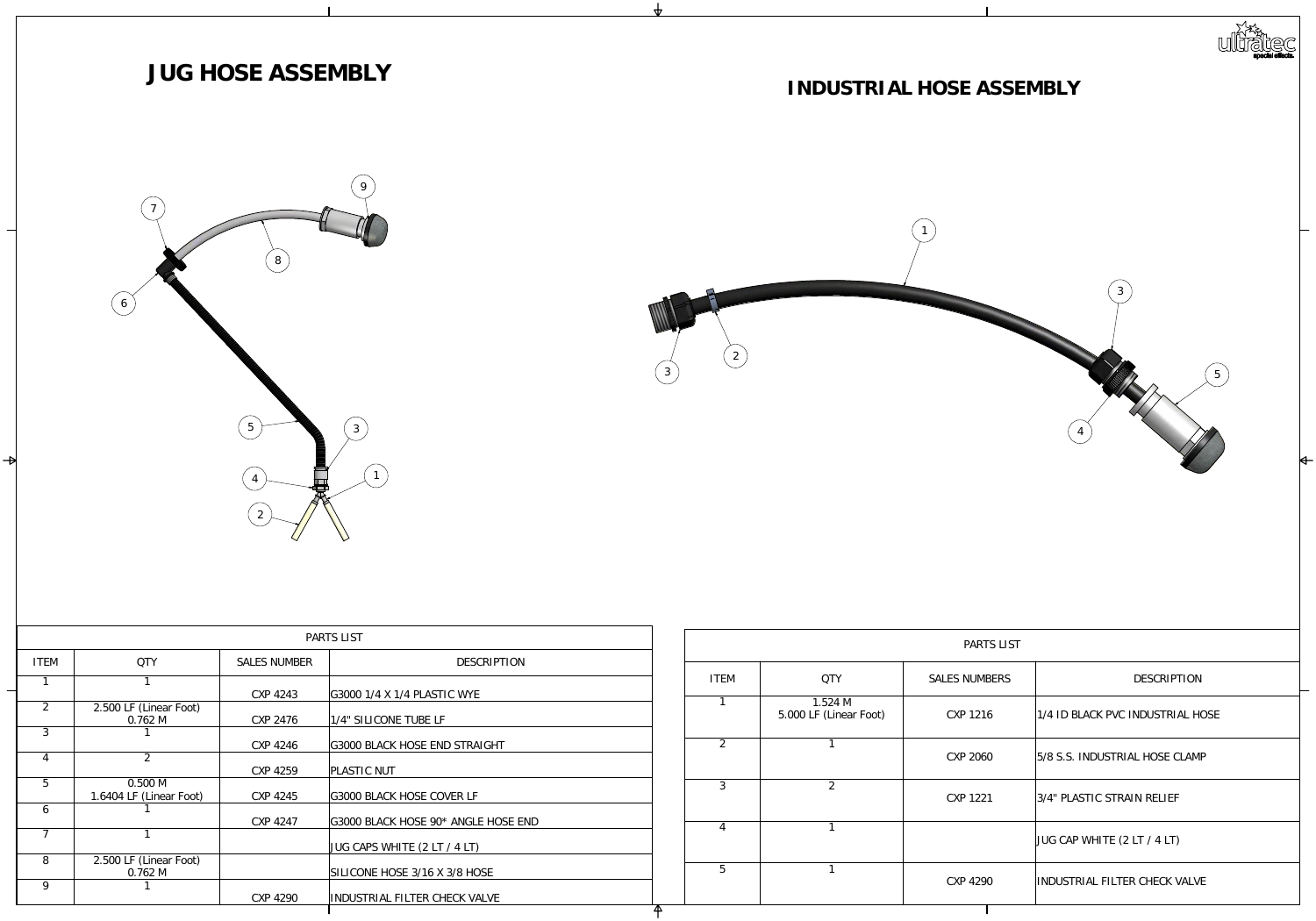# JUG HOSE ASSEMBLY

**PARTS LIST**

| ITEM | QTY | SALES NUMBER | DESCRIPTION |
|---|---|---|---|
| 1 | 1 | CXP 4243 | G3000 1/4 X 1/4 PLASTIC WYE |
| 2 | 2.500 LF (Linear Foot) 0.762 M | CXP 2476 | 1/4" SILICONE TUBE LF |
| 3 | 1 | CXP 4246 | G3000 BLACK HOSE END STRAIGHT |
| 4 | 2 | CXP 4259 | PLASTIC NUT |
| 5 | 0.500 M 1.6404 LF (Linear Foot) | CXP 4245 | G3000 BLACK HOSE COVER LF |
| 6 | 1 | CXP 4247 | G3000 BLACK HOSE 90* ANGLE HOSE END |
| 7 | 1 | | JUG CAPS WHITE (2 LT / 4 LT) |
| 8 | 2.500 LF (Linear Foot) 0.762 M | | SILICONE HOSE 3/16 X 3/8 HOSE |
| 9 | 1 | CXP 4290 | INDUSTRIAL FILTER CHECK VALVE |

# INDUSTRIAL HOSE ASSEMBLY

**PARTS LIST**

| ITEM | QTY | SALES NUMBERS | DESCRIPTION |
|---|---|---|---|
| 1 | 1.524 M 5.000 LF (Linear Foot) | CXP 1216 | 1/4 ID BLACK PVC INDUSTRIAL HOSE |
| 2 | 1 | CXP 2060 | 5/8 S.S. INDUSTRIAL HOSE CLAMP |
| 3 | 2 | CXP 1221 | 3/4" PLASTIC STRAIN RELIEF |
| 4 | 1 | | JUG CAP WHITE (2 LT / 4 LT) |
| 5 | 1 | CXP 4290 | INDUSTRIAL FILTER CHECK VALVE |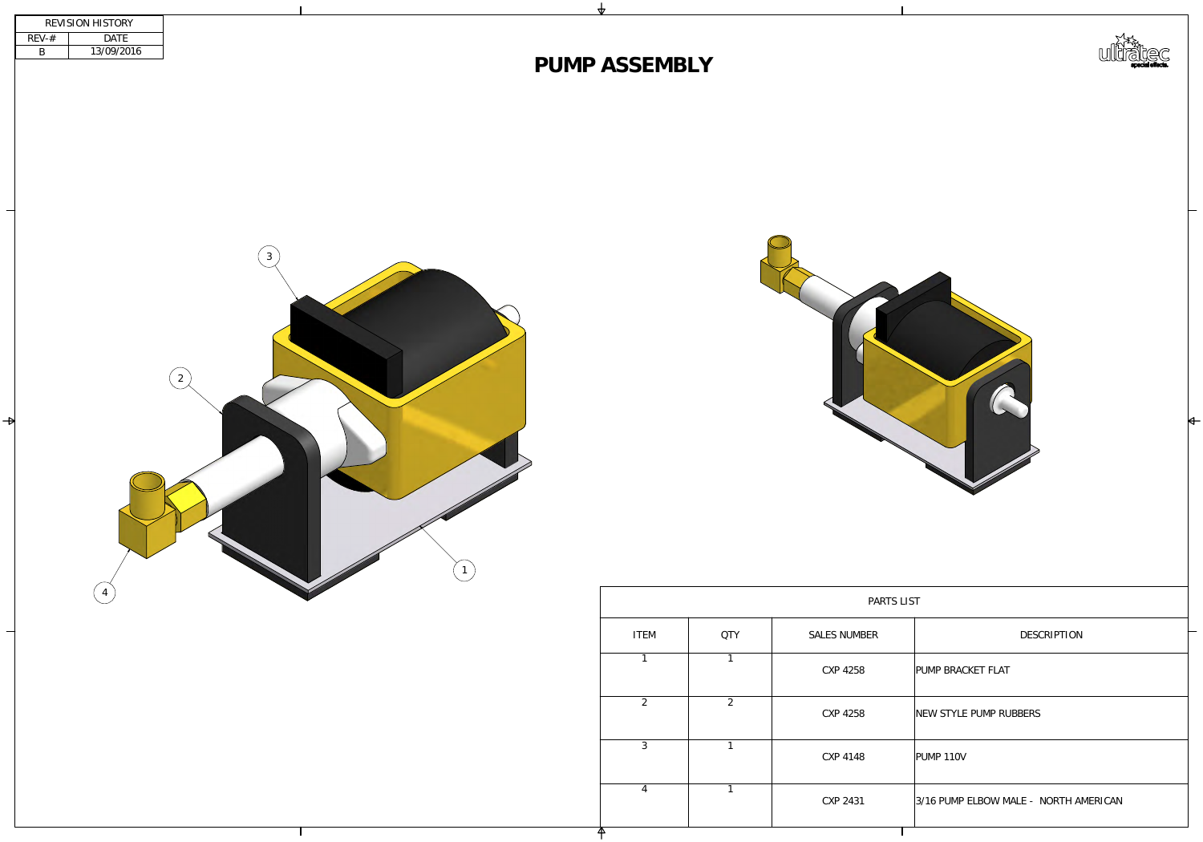| REVISION HISTORY | |
|---|---|
| REV-# | DATE |
| B | 13/09/2016 |

# PUMP ASSEMBLY

ultratec special effects.

3

2

1

4

| PARTS LIST | | | |
|---|---|---|---|
| ITEM | QTY | SALES NUMBER | DESCRIPTION |
| 1 | 1 | CXP 4258 | PUMP BRACKET FLAT |
| 2 | 2 | CXP 4258 | NEW STYLE PUMP RUBBERS |
| 3 | 1 | CXP 4148 | PUMP 110V |
| 4 | 1 | CXP 2431 | 3/16 PUMP ELBOW MALE - NORTH AMERICAN |